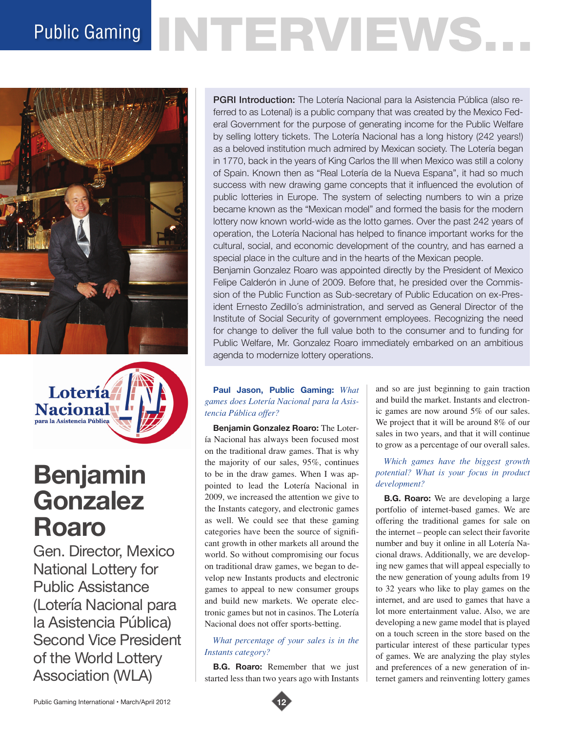# Public Gaming INTERVIEWS...

# Benjamin Gonzalez Roaro

Gen. Director, Mexico National Lottery for Public Assistance (Lotería Nacional para la Asistencia Pública) Second Vice President of the World Lottery Association (WLA)

**PGRI Introduction:** The Lotería Nacional para la Asistencia Pública (also referred to as Lotenal) is a public company that was created by the Mexico Federal Government for the purpose of generating income for the Public Welfare by selling lottery tickets. The Lotería Nacional has a long history (242 years!) as a beloved institution much admired by Mexican society. The Lotería began in 1770, back in the years of King Carlos the III when Mexico was still a colony of Spain. Known then as "Real Lotería de la Nueva Espana", it had so much success with new drawing game concepts that it influenced the evolution of public lotteries in Europe. The system of selecting numbers to win a prize became known as the "Mexican model" and formed the basis for the modern lottery now known world-wide as the lotto games. Over the past 242 years of operation, the Lotería Nacional has helped to finance important works for the cultural, social, and economic development of the country, and has earned a special place in the culture and in the hearts of the Mexican people.

Benjamin Gonzalez Roaro was appointed directly by the President of Mexico Felipe Calderón in June of 2009. Before that, he presided over the Commission of the Public Function as Sub-secretary of Public Education on ex-President Ernesto Zedillo´s administration, and served as General Director of the Institute of Social Security of government employees. Recognizing the need for change to deliver the full value both to the consumer and to funding for Public Welfare, Mr. Gonzalez Roaro immediately embarked on an ambitious agenda to modernize lottery operations.

**Paul Jason, Public Gaming:** *What games does Lotería Nacional para la Asistencia Pública offer?*

**Benjamin Gonzalez Roaro:** The Lotería Nacional has always been focused most on the traditional draw games. That is why the majority of our sales, 95%, continues to be in the draw games. When I was appointed to lead the Lotería Nacional in 2009, we increased the attention we give to the Instants category, and electronic games as well. We could see that these gaming categories have been the source of significant growth in other markets all around the world. So without compromising our focus on traditional draw games, we began to develop new Instants products and electronic games to appeal to new consumer groups and build new markets. We operate electronic games but not in casinos. The Lotería Nacional does not offer sports-betting.

*What percentage of your sales is in the Instants category?*

**B.G. Roaro:** Remember that we just started less than two years ago with Instants and so are just beginning to gain traction and build the market. Instants and electronic games are now around 5% of our sales. We project that it will be around 8% of our sales in two years, and that it will continue to grow as a percentage of our overall sales.

*Which games have the biggest growth potential? What is your focus in product development?*

**B.G. Roaro:** We are developing a large portfolio of internet-based games. We are offering the traditional games for sale on the internet – people can select their favorite number and buy it online in all Lotería Nacional draws. Additionally, we are developing new games that will appeal especially to the new generation of young adults from 19 to 32 years who like to play games on the internet, and are used to games that have a lot more entertainment value. Also, we are developing a new game model that is played on a touch screen in the store based on the particular interest of these particular types of games. We are analyzing the play styles and preferences of a new generation of internet gamers and reinventing lottery games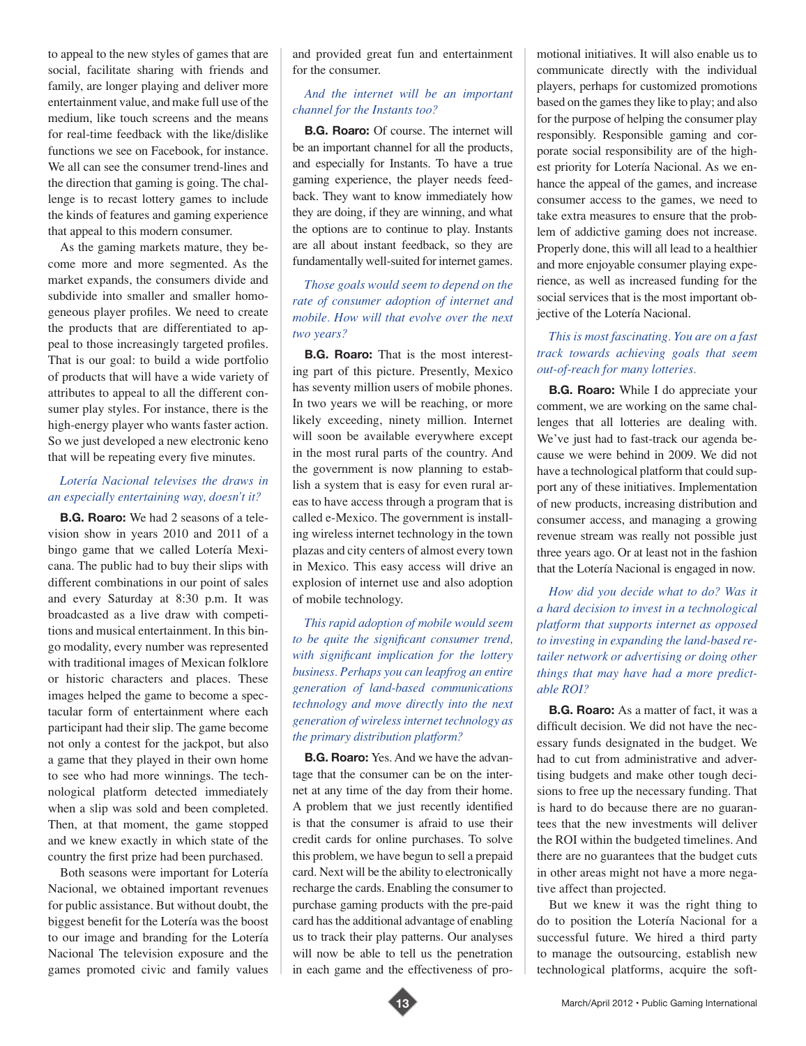to appeal to the new styles of games that are social, facilitate sharing with friends and family, are longer playing and deliver more entertainment value, and make full use of the medium, like touch screens and the means for real-time feedback with the like/dislike functions we see on Facebook, for instance. We all can see the consumer trend-lines and the direction that gaming is going. The challenge is to recast lottery games to include the kinds of features and gaming experience that appeal to this modern consumer.

As the gaming markets mature, they become more and more segmented. As the market expands, the consumers divide and subdivide into smaller and smaller homogeneous player profiles. We need to create the products that are differentiated to appeal to those increasingly targeted profiles. That is our goal: to build a wide portfolio of products that will have a wide variety of attributes to appeal to all the different consumer play styles. For instance, there is the high-energy player who wants faster action. So we just developed a new electronic keno that will be repeating every five minutes.

*Lotería Nacional televises the draws in an especially entertaining way, doesn't it?*

**B.G. Roaro:** We had 2 seasons of a television show in years 2010 and 2011 of a bingo game that we called Lotería Mexicana. The public had to buy their slips with different combinations in our point of sales and every Saturday at 8:30 p.m. It was broadcasted as a live draw with competitions and musical entertainment. In this bingo modality, every number was represented with traditional images of Mexican folklore or historic characters and places. These images helped the game to become a spectacular form of entertainment where each participant had their slip. The game become not only a contest for the jackpot, but also a game that they played in their own home to see who had more winnings. The technological platform detected immediately when a slip was sold and been completed. Then, at that moment, the game stopped and we knew exactly in which state of the country the first prize had been purchased.

Both seasons were important for Lotería Nacional, we obtained important revenues for public assistance. But without doubt, the biggest benefit for the Lotería was the boost to our image and branding for the Lotería Nacional The television exposure and the games promoted civic and family values and provided great fun and entertainment for the consumer.

*And the internet will be an important channel for the Instants too?*

**B.G. Roaro:** Of course. The internet will be an important channel for all the products, and especially for Instants. To have a true gaming experience, the player needs feedback. They want to know immediately how they are doing, if they are winning, and what the options are to continue to play. Instants are all about instant feedback, so they are fundamentally well-suited for internet games.

*Those goals would seem to depend on the rate of consumer adoption of internet and mobile. How will that evolve over the next two years?*

**B.G. Roaro:** That is the most interesting part of this picture. Presently, Mexico has seventy million users of mobile phones. In two years we will be reaching, or more likely exceeding, ninety million. Internet will soon be available everywhere except in the most rural parts of the country. And the government is now planning to establish a system that is easy for even rural areas to have access through a program that is called e-Mexico. The government is installing wireless internet technology in the town plazas and city centers of almost every town in Mexico. This easy access will drive an explosion of internet use and also adoption of mobile technology.

*This rapid adoption of mobile would seem to be quite the significant consumer trend, with significant implication for the lottery business. Perhaps you can leapfrog an entire generation of land-based communications technology and move directly into the next generation of wireless internet technology as the primary distribution platform?*

**B.G. Roaro:** Yes. And we have the advantage that the consumer can be on the internet at any time of the day from their home. A problem that we just recently identified is that the consumer is afraid to use their credit cards for online purchases. To solve this problem, we have begun to sell a prepaid card. Next will be the ability to electronically recharge the cards. Enabling the consumer to purchase gaming products with the pre-paid card has the additional advantage of enabling us to track their play patterns. Our analyses will now be able to tell us the penetration in each game and the effectiveness of promotional initiatives. It will also enable us to communicate directly with the individual players, perhaps for customized promotions based on the games they like to play; and also for the purpose of helping the consumer play responsibly. Responsible gaming and corporate social responsibility are of the highest priority for Lotería Nacional. As we enhance the appeal of the games, and increase consumer access to the games, we need to take extra measures to ensure that the problem of addictive gaming does not increase. Properly done, this will all lead to a healthier and more enjoyable consumer playing experience, as well as increased funding for the social services that is the most important objective of the Lotería Nacional.

*This is most fascinating. You are on a fast track towards achieving goals that seem out-of-reach for many lotteries.*

**B.G. Roaro:** While I do appreciate your comment, we are working on the same challenges that all lotteries are dealing with. We've just had to fast-track our agenda because we were behind in 2009. We did not have a technological platform that could support any of these initiatives. Implementation of new products, increasing distribution and consumer access, and managing a growing revenue stream was really not possible just three years ago. Or at least not in the fashion that the Lotería Nacional is engaged in now.

*How did you decide what to do? Was it a hard decision to invest in a technological platform that supports internet as opposed to investing in expanding the land-based retailer network or advertising or doing other things that may have had a more predictable ROI?*

**B.G. Roaro:** As a matter of fact, it was a difficult decision. We did not have the necessary funds designated in the budget. We had to cut from administrative and advertising budgets and make other tough decisions to free up the necessary funding. That is hard to do because there are no guarantees that the new investments will deliver the ROI within the budgeted timelines. And there are no guarantees that the budget cuts in other areas might not have a more negative affect than projected.

But we knew it was the right thing to do to position the Lotería Nacional for a successful future. We hired a third party to manage the outsourcing, establish new technological platforms, acquire the soft-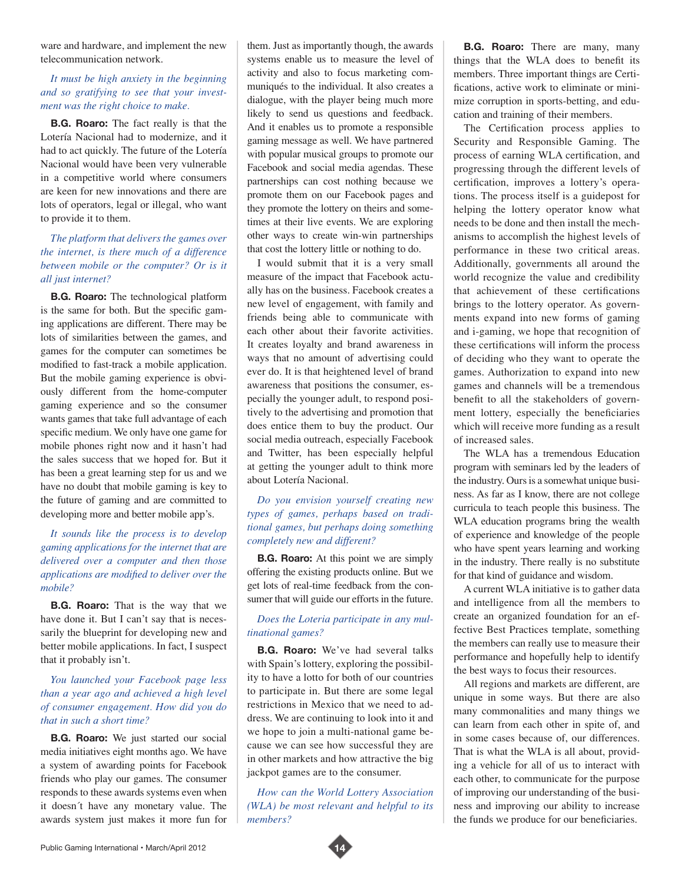ware and hardware, and implement the new telecommunication network.

*It must be high anxiety in the beginning and so gratifying to see that your investment was the right choice to make.*

**B.G. Roaro:** The fact really is that the Lotería Nacional had to modernize, and it had to act quickly. The future of the Lotería Nacional would have been very vulnerable in a competitive world where consumers are keen for new innovations and there are lots of operators, legal or illegal, who want to provide it to them.

*The platform that delivers the games over the internet, is there much of a difference between mobile or the computer? Or is it all just internet?*

**B.G. Roaro:** The technological platform is the same for both. But the specific gaming applications are different. There may be lots of similarities between the games, and games for the computer can sometimes be modified to fast-track a mobile application. But the mobile gaming experience is obviously different from the home-computer gaming experience and so the consumer wants games that take full advantage of each specific medium. We only have one game for mobile phones right now and it hasn't had the sales success that we hoped for. But it has been a great learning step for us and we have no doubt that mobile gaming is key to the future of gaming and are committed to developing more and better mobile app's.

*It sounds like the process is to develop gaming applications for the internet that are delivered over a computer and then those applications are modified to deliver over the mobile?*

**B.G. Roaro:** That is the way that we have done it. But I can't say that is necessarily the blueprint for developing new and better mobile applications. In fact, I suspect that it probably isn't.

*You launched your Facebook page less than a year ago and achieved a high level of consumer engagement. How did you do that in such a short time?*

**B.G. Roaro:** We just started our social media initiatives eight months ago. We have a system of awarding points for Facebook friends who play our games. The consumer responds to these awards systems even when it doesn´t have any monetary value. The awards system just makes it more fun for them. Just as importantly though, the awards systems enable us to measure the level of activity and also to focus marketing communiqués to the individual. It also creates a dialogue, with the player being much more likely to send us questions and feedback. And it enables us to promote a responsible gaming message as well. We have partnered with popular musical groups to promote our Facebook and social media agendas. These partnerships can cost nothing because we promote them on our Facebook pages and they promote the lottery on theirs and sometimes at their live events. We are exploring other ways to create win-win partnerships that cost the lottery little or nothing to do.

I would submit that it is a very small measure of the impact that Facebook actually has on the business. Facebook creates a new level of engagement, with family and friends being able to communicate with each other about their favorite activities. It creates loyalty and brand awareness in ways that no amount of advertising could ever do. It is that heightened level of brand awareness that positions the consumer, especially the younger adult, to respond positively to the advertising and promotion that does entice them to buy the product. Our social media outreach, especially Facebook and Twitter, has been especially helpful at getting the younger adult to think more about Lotería Nacional.

*Do you envision yourself creating new types of games, perhaps based on traditional games, but perhaps doing something completely new and different?*

**B.G. Roaro:** At this point we are simply offering the existing products online. But we get lots of real-time feedback from the consumer that will guide our efforts in the future.

*Does the Loteria participate in any multinational games?*

**B.G. Roaro:** We've had several talks with Spain's lottery, exploring the possibility to have a lotto for both of our countries to participate in. But there are some legal restrictions in Mexico that we need to address. We are continuing to look into it and we hope to join a multi-national game because we can see how successful they are in other markets and how attractive the big jackpot games are to the consumer.

*How can the World Lottery Association (WLA) be most relevant and helpful to its members?*

**B.G. Roaro:** There are many, many things that the WLA does to benefit its members. Three important things are Certifications, active work to eliminate or minimize corruption in sports-betting, and education and training of their members.

The Certification process applies to Security and Responsible Gaming. The process of earning WLA certification, and progressing through the different levels of certification, improves a lottery's operations. The process itself is a guidepost for helping the lottery operator know what needs to be done and then install the mechanisms to accomplish the highest levels of performance in these two critical areas. Additionally, governments all around the world recognize the value and credibility that achievement of these certifications brings to the lottery operator. As governments expand into new forms of gaming and i-gaming, we hope that recognition of these certifications will inform the process of deciding who they want to operate the games. Authorization to expand into new games and channels will be a tremendous benefit to all the stakeholders of government lottery, especially the beneficiaries which will receive more funding as a result of increased sales.

The WLA has a tremendous Education program with seminars led by the leaders of the industry. Ours is a somewhat unique business. As far as I know, there are not college curricula to teach people this business. The WLA education programs bring the wealth of experience and knowledge of the people who have spent years learning and working in the industry. There really is no substitute for that kind of guidance and wisdom.

A current WLA initiative is to gather data and intelligence from all the members to create an organized foundation for an effective Best Practices template, something the members can really use to measure their performance and hopefully help to identify the best ways to focus their resources.

All regions and markets are different, are unique in some ways. But there are also many commonalities and many things we can learn from each other in spite of, and in some cases because of, our differences. That is what the WLA is all about, providing a vehicle for all of us to interact with each other, to communicate for the purpose of improving our understanding of the business and improving our ability to increase the funds we produce for our beneficiaries.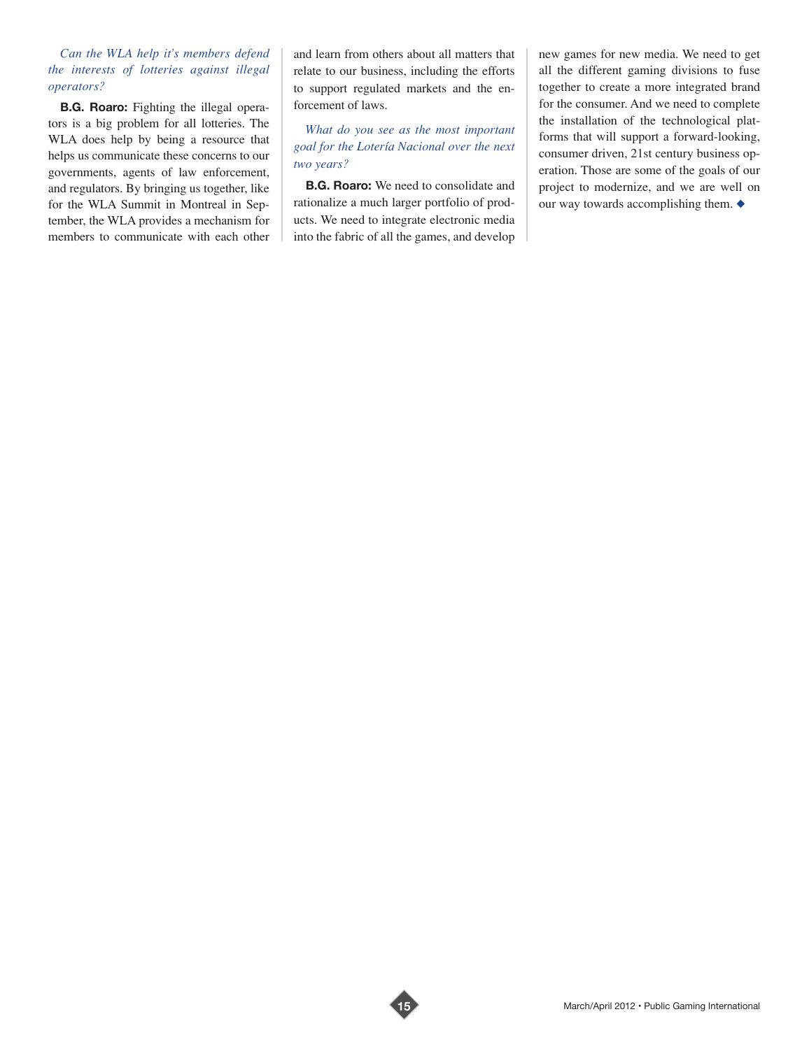*Can the WLA help it's members defend the interests of lotteries against illegal operators?*

**B.G. Roaro:** Fighting the illegal operators is a big problem for all lotteries. The WLA does help by being a resource that helps us communicate these concerns to our governments, agents of law enforcement, and regulators. By bringing us together, like for the WLA Summit in Montreal in September, the WLA provides a mechanism for members to communicate with each other and learn from others about all matters that relate to our business, including the efforts to support regulated markets and the enforcement of laws.

*What do you see as the most important goal for the Lotería Nacional over the next two years?*

**B.G. Roaro:** We need to consolidate and rationalize a much larger portfolio of products. We need to integrate electronic media into the fabric of all the games, and develop new games for new media. We need to get all the different gaming divisions to fuse together to create a more integrated brand for the consumer. And we need to complete the installation of the technological platforms that will support a forward-looking, consumer driven, 21st century business operation. Those are some of the goals of our project to modernize, and we are well on our way towards accomplishing them. ◆